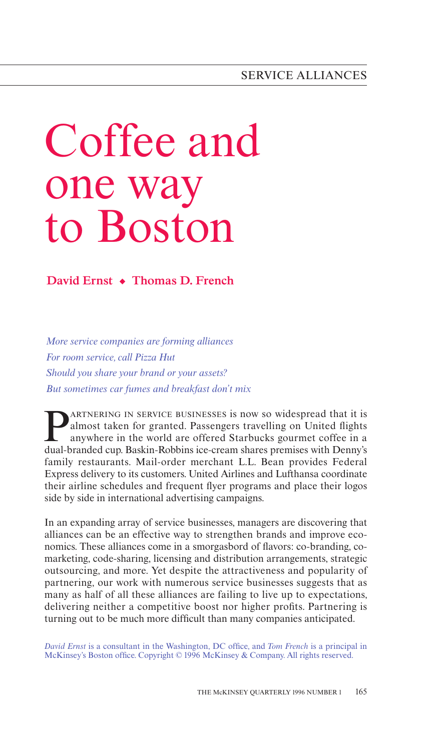SERVICE ALLIANCES

# Coffee and one way to Boston

**David Ernst ◆ Thomas D. French**

*More service companies are forming alliances*
*For room service, call Pizza Hut*
*Should you share your brand or your assets?*
*But sometimes car fumes and breakfast don't mix*

PARTNERING IN SERVICE BUSINESSES is now so widespread that it is almost taken for granted. Passengers travelling on United flights anywhere in the world are offered Starbucks gourmet coffee in a dual-branded cup. Baskin-Robbins ice-cream shares premises with Denny's family restaurants. Mail-order merchant L.L. Bean provides Federal Express delivery to its customers. United Airlines and Lufthansa coordinate their airline schedules and frequent flyer programs and place their logos side by side in international advertising campaigns.

In an expanding array of service businesses, managers are discovering that alliances can be an effective way to strengthen brands and improve economics. These alliances come in a smorgasbord of flavors: co-branding, co-marketing, code-sharing, licensing and distribution arrangements, strategic outsourcing, and more. Yet despite the attractiveness and popularity of partnering, our work with numerous service businesses suggests that as many as half of all these alliances are failing to live up to expectations, delivering neither a competitive boost nor higher profits. Partnering is turning out to be much more difficult than many companies anticipated.

*David Ernst* is a consultant in the Washington, DC office, and *Tom French* is a principal in McKinsey's Boston office. Copyright © 1996 McKinsey & Company. All rights reserved.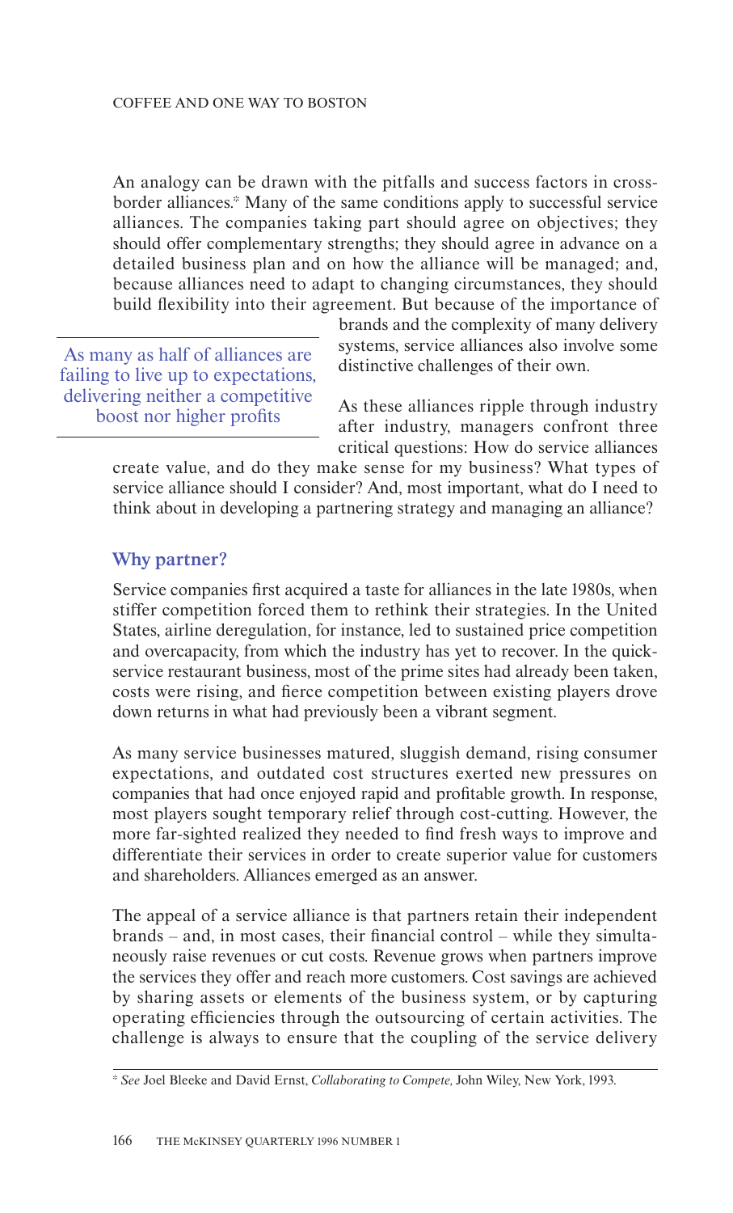An analogy can be drawn with the pitfalls and success factors in cross-border alliances.* Many of the same conditions apply to successful service alliances. The companies taking part should agree on objectives; they should offer complementary strengths; they should agree in advance on a detailed business plan and on how the alliance will be managed; and, because alliances need to adapt to changing circumstances, they should build flexibility into their agreement. But because of the importance of brands and the complexity of many delivery systems, service alliances also involve some distinctive challenges of their own.

> As many as half of alliances are failing to live up to expectations, delivering neither a competitive boost nor higher profits

As these alliances ripple through industry after industry, managers confront three critical questions: How do service alliances create value, and do they make sense for my business? What types of service alliance should I consider? And, most important, what do I need to think about in developing a partnering strategy and managing an alliance?

## Why partner?

Service companies first acquired a taste for alliances in the late 1980s, when stiffer competition forced them to rethink their strategies. In the United States, airline deregulation, for instance, led to sustained price competition and overcapacity, from which the industry has yet to recover. In the quick-service restaurant business, most of the prime sites had already been taken, costs were rising, and fierce competition between existing players drove down returns in what had previously been a vibrant segment.

As many service businesses matured, sluggish demand, rising consumer expectations, and outdated cost structures exerted new pressures on companies that had once enjoyed rapid and profitable growth. In response, most players sought temporary relief through cost-cutting. However, the more far-sighted realized they needed to find fresh ways to improve and differentiate their services in order to create superior value for customers and shareholders. Alliances emerged as an answer.

The appeal of a service alliance is that partners retain their independent brands – and, in most cases, their financial control – while they simultaneously raise revenues or cut costs. Revenue grows when partners improve the services they offer and reach more customers. Cost savings are achieved by sharing assets or elements of the business system, or by capturing operating efficiencies through the outsourcing of certain activities. The challenge is always to ensure that the coupling of the service delivery

\* *See* Joel Bleeke and David Ernst, *Collaborating to Compete,* John Wiley, New York, 1993.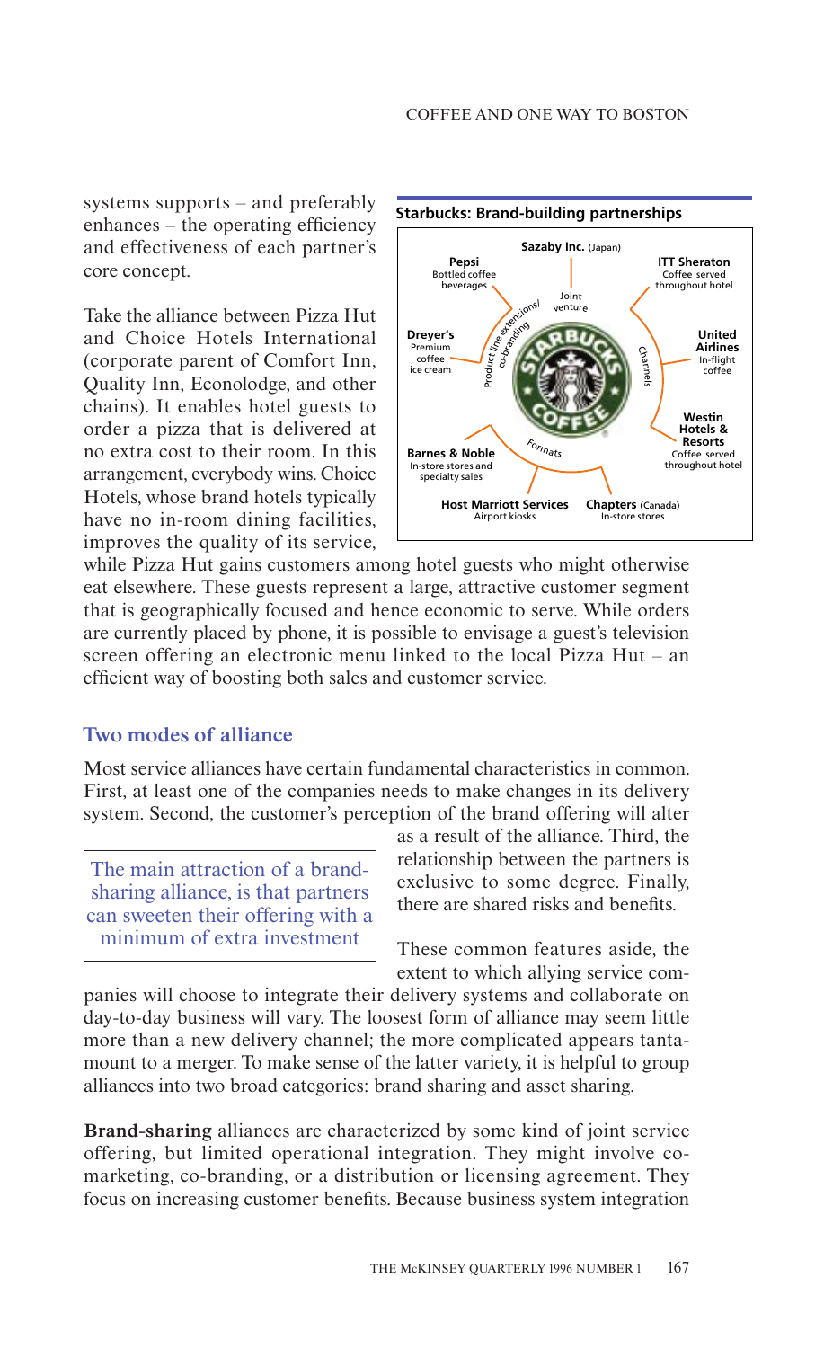systems supports – and preferably enhances – the operating efficiency and effectiveness of each partner's core concept.

Take the alliance between Pizza Hut and Choice Hotels International (corporate parent of Comfort Inn, Quality Inn, Econolodge, and other chains). It enables hotel guests to order a pizza that is delivered at no extra cost to their room. In this arrangement, everybody wins. Choice Hotels, whose brand hotels typically have no in-room dining facilities, improves the quality of its service, while Pizza Hut gains customers among hotel guests who might otherwise eat elsewhere. These guests represent a large, attractive customer segment that is geographically focused and hence economic to serve. While orders are currently placed by phone, it is possible to envisage a guest's television screen offering an electronic menu linked to the local Pizza Hut – an efficient way of boosting both sales and customer service.

**Starbucks: Brand-building partnerships**

- Product line extensions/co-branding: **Pepsi** – Bottled coffee beverages; **Dreyer's** – Premium coffee ice cream
- Joint venture: **Sazaby Inc.** (Japan)
- Channels: **ITT Sheraton** – Coffee served throughout hotel; **United Airlines** – In-flight coffee; **Westin Hotels & Resorts** – Coffee served throughout hotel
- Formats: **Barnes & Noble** – In-store stores and specialty sales; **Host Marriott Services** – Airport kiosks; **Chapters** (Canada) – In-store stores

## Two modes of alliance

Most service alliances have certain fundamental characteristics in common. First, at least one of the companies needs to make changes in its delivery system. Second, the customer's perception of the brand offering will alter as a result of the alliance. Third, the relationship between the partners is exclusive to some degree. Finally, there are shared risks and benefits.

> The main attraction of a brand-sharing alliance, is that partners can sweeten their offering with a minimum of extra investment

These common features aside, the extent to which allying service companies will choose to integrate their delivery systems and collaborate on day-to-day business will vary. The loosest form of alliance may seem little more than a new delivery channel; the more complicated appears tantamount to a merger. To make sense of the latter variety, it is helpful to group alliances into two broad categories: brand sharing and asset sharing.

**Brand-sharing** alliances are characterized by some kind of joint service offering, but limited operational integration. They might involve co-marketing, co-branding, or a distribution or licensing agreement. They focus on increasing customer benefits. Because business system integration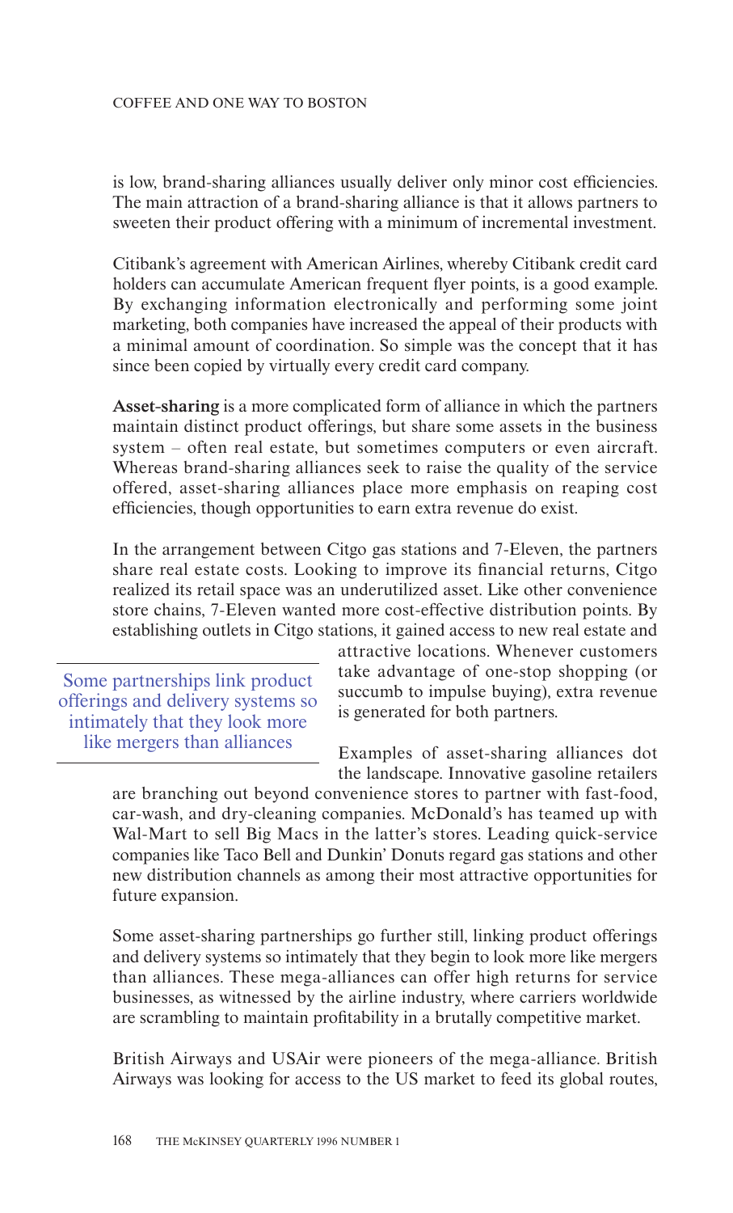is low, brand-sharing alliances usually deliver only minor cost efficiencies. The main attraction of a brand-sharing alliance is that it allows partners to sweeten their product offering with a minimum of incremental investment.

Citibank's agreement with American Airlines, whereby Citibank credit card holders can accumulate American frequent flyer points, is a good example. By exchanging information electronically and performing some joint marketing, both companies have increased the appeal of their products with a minimal amount of coordination. So simple was the concept that it has since been copied by virtually every credit card company.

**Asset-sharing** is a more complicated form of alliance in which the partners maintain distinct product offerings, but share some assets in the business system – often real estate, but sometimes computers or even aircraft. Whereas brand-sharing alliances seek to raise the quality of the service offered, asset-sharing alliances place more emphasis on reaping cost efficiencies, though opportunities to earn extra revenue do exist.

In the arrangement between Citgo gas stations and 7-Eleven, the partners share real estate costs. Looking to improve its financial returns, Citgo realized its retail space was an underutilized asset. Like other convenience store chains, 7-Eleven wanted more cost-effective distribution points. By establishing outlets in Citgo stations, it gained access to new real estate and attractive locations. Whenever customers take advantage of one-stop shopping (or succumb to impulse buying), extra revenue is generated for both partners.

> Some partnerships link product offerings and delivery systems so intimately that they look more like mergers than alliances

Examples of asset-sharing alliances dot the landscape. Innovative gasoline retailers are branching out beyond convenience stores to partner with fast-food, car-wash, and dry-cleaning companies. McDonald's has teamed up with Wal-Mart to sell Big Macs in the latter's stores. Leading quick-service companies like Taco Bell and Dunkin' Donuts regard gas stations and other new distribution channels as among their most attractive opportunities for future expansion.

Some asset-sharing partnerships go further still, linking product offerings and delivery systems so intimately that they begin to look more like mergers than alliances. These mega-alliances can offer high returns for service businesses, as witnessed by the airline industry, where carriers worldwide are scrambling to maintain profitability in a brutally competitive market.

British Airways and USAir were pioneers of the mega-alliance. British Airways was looking for access to the US market to feed its global routes,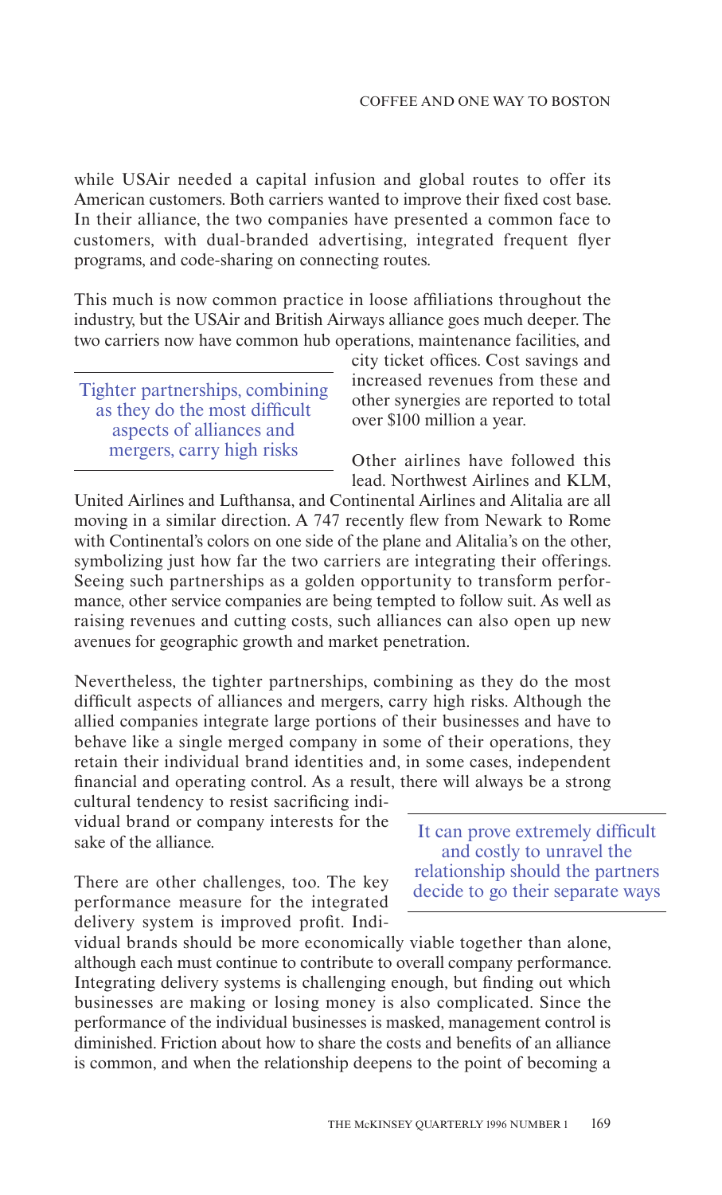while USAir needed a capital infusion and global routes to offer its American customers. Both carriers wanted to improve their fixed cost base. In their alliance, the two companies have presented a common face to customers, with dual-branded advertising, integrated frequent flyer programs, and code-sharing on connecting routes.

This much is now common practice in loose affiliations throughout the industry, but the USAir and British Airways alliance goes much deeper. The two carriers now have common hub operations, maintenance facilities, and city ticket offices. Cost savings and increased revenues from these and other synergies are reported to total over $100 million a year.

> Tighter partnerships, combining as they do the most difficult aspects of alliances and mergers, carry high risks

Other airlines have followed this lead. Northwest Airlines and KLM, United Airlines and Lufthansa, and Continental Airlines and Alitalia are all moving in a similar direction. A 747 recently flew from Newark to Rome with Continental's colors on one side of the plane and Alitalia's on the other, symbolizing just how far the two carriers are integrating their offerings. Seeing such partnerships as a golden opportunity to transform performance, other service companies are being tempted to follow suit. As well as raising revenues and cutting costs, such alliances can also open up new avenues for geographic growth and market penetration.

Nevertheless, the tighter partnerships, combining as they do the most difficult aspects of alliances and mergers, carry high risks. Although the allied companies integrate large portions of their businesses and have to behave like a single merged company in some of their operations, they retain their individual brand identities and, in some cases, independent financial and operating control. As a result, there will always be a strong cultural tendency to resist sacrificing individual brand or company interests for the sake of the alliance.

> It can prove extremely difficult and costly to unravel the relationship should the partners decide to go their separate ways

There are other challenges, too. The key performance measure for the integrated delivery system is improved profit. Individual brands should be more economically viable together than alone, although each must continue to contribute to overall company performance. Integrating delivery systems is challenging enough, but finding out which businesses are making or losing money is also complicated. Since the performance of the individual businesses is masked, management control is diminished. Friction about how to share the costs and benefits of an alliance is common, and when the relationship deepens to the point of becoming a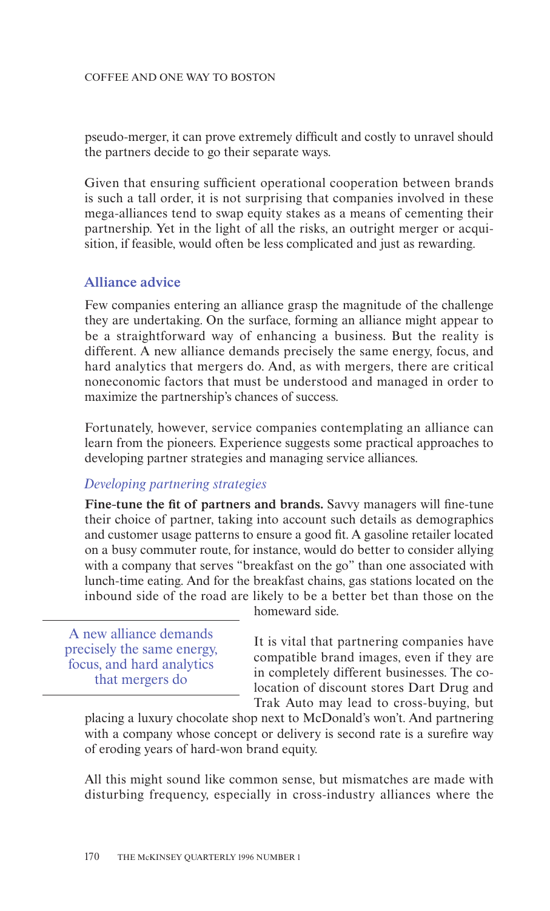pseudo-merger, it can prove extremely difficult and costly to unravel should the partners decide to go their separate ways.

Given that ensuring sufficient operational cooperation between brands is such a tall order, it is not surprising that companies involved in these mega-alliances tend to swap equity stakes as a means of cementing their partnership. Yet in the light of all the risks, an outright merger or acquisition, if feasible, would often be less complicated and just as rewarding.

## Alliance advice

Few companies entering an alliance grasp the magnitude of the challenge they are undertaking. On the surface, forming an alliance might appear to be a straightforward way of enhancing a business. But the reality is different. A new alliance demands precisely the same energy, focus, and hard analytics that mergers do. And, as with mergers, there are critical noneconomic factors that must be understood and managed in order to maximize the partnership's chances of success.

Fortunately, however, service companies contemplating an alliance can learn from the pioneers. Experience suggests some practical approaches to developing partner strategies and managing service alliances.

### *Developing partnering strategies*

**Fine-tune the fit of partners and brands.** Savvy managers will fine-tune their choice of partner, taking into account such details as demographics and customer usage patterns to ensure a good fit. A gasoline retailer located on a busy commuter route, for instance, would do better to consider allying with a company that serves "breakfast on the go" than one associated with lunch-time eating. And for the breakfast chains, gas stations located on the inbound side of the road are likely to be a better bet than those on the homeward side.

> A new alliance demands precisely the same energy, focus, and hard analytics that mergers do

It is vital that partnering companies have compatible brand images, even if they are in completely different businesses. The co-location of discount stores Dart Drug and Trak Auto may lead to cross-buying, but placing a luxury chocolate shop next to McDonald's won't. And partnering with a company whose concept or delivery is second rate is a surefire way of eroding years of hard-won brand equity.

All this might sound like common sense, but mismatches are made with disturbing frequency, especially in cross-industry alliances where the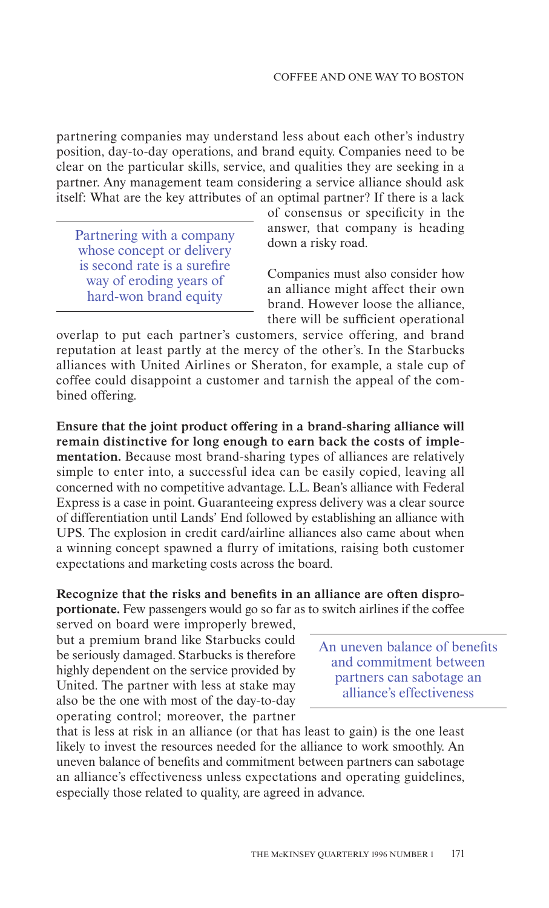partnering companies may understand less about each other's industry position, day-to-day operations, and brand equity. Companies need to be clear on the particular skills, service, and qualities they are seeking in a partner. Any management team considering a service alliance should ask itself: What are the key attributes of an optimal partner? If there is a lack of consensus or specificity in the answer, that company is heading down a risky road.

> Partnering with a company whose concept or delivery is second rate is a surefire way of eroding years of hard-won brand equity

Companies must also consider how an alliance might affect their own brand. However loose the alliance, there will be sufficient operational overlap to put each partner's customers, service offering, and brand reputation at least partly at the mercy of the other's. In the Starbucks alliances with United Airlines or Sheraton, for example, a stale cup of coffee could disappoint a customer and tarnish the appeal of the combined offering.

**Ensure that the joint product offering in a brand-sharing alliance will remain distinctive for long enough to earn back the costs of implementation.** Because most brand-sharing types of alliances are relatively simple to enter into, a successful idea can be easily copied, leaving all concerned with no competitive advantage. L.L. Bean's alliance with Federal Express is a case in point. Guaranteeing express delivery was a clear source of differentiation until Lands' End followed by establishing an alliance with UPS. The explosion in credit card/airline alliances also came about when a winning concept spawned a flurry of imitations, raising both customer expectations and marketing costs across the board.

**Recognize that the risks and benefits in an alliance are often disproportionate.** Few passengers would go so far as to switch airlines if the coffee served on board were improperly brewed, but a premium brand like Starbucks could be seriously damaged. Starbucks is therefore highly dependent on the service provided by United. The partner with less at stake may also be the one with most of the day-to-day operating control; moreover, the partner that is less at risk in an alliance (or that has least to gain) is the one least likely to invest the resources needed for the alliance to work smoothly. An uneven balance of benefits and commitment between partners can sabotage an alliance's effectiveness unless expectations and operating guidelines, especially those related to quality, are agreed in advance.

> An uneven balance of benefits and commitment between partners can sabotage an alliance's effectiveness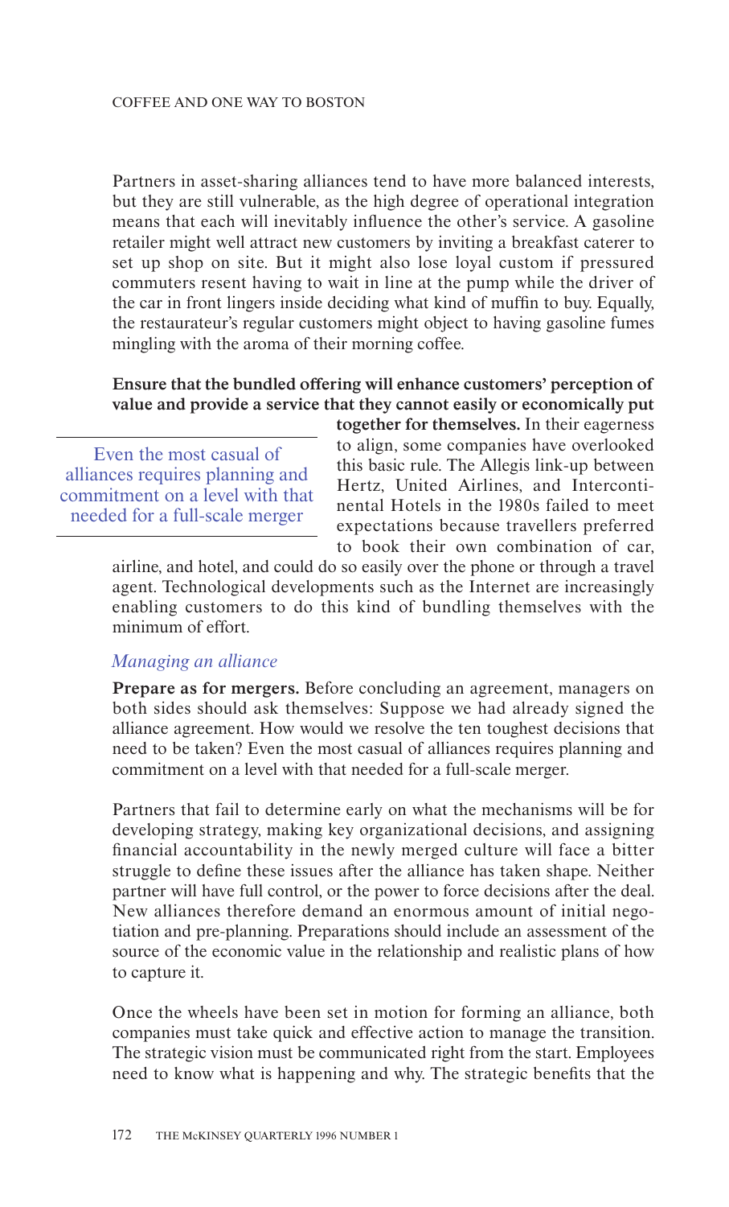Partners in asset-sharing alliances tend to have more balanced interests, but they are still vulnerable, as the high degree of operational integration means that each will inevitably influence the other's service. A gasoline retailer might well attract new customers by inviting a breakfast caterer to set up shop on site. But it might also lose loyal custom if pressured commuters resent having to wait in line at the pump while the driver of the car in front lingers inside deciding what kind of muffin to buy. Equally, the restaurateur's regular customers might object to having gasoline fumes mingling with the aroma of their morning coffee.

**Ensure that the bundled offering will enhance customers' perception of value and provide a service that they cannot easily or economically put together for themselves.** In their eagerness to align, some companies have overlooked this basic rule. The Allegis link-up between Hertz, United Airlines, and Intercontinental Hotels in the 1980s failed to meet expectations because travellers preferred to book their own combination of car, airline, and hotel, and could do so easily over the phone or through a travel agent. Technological developments such as the Internet are increasingly enabling customers to do this kind of bundling themselves with the minimum of effort.

> Even the most casual of alliances requires planning and commitment on a level with that needed for a full-scale merger

### *Managing an alliance*

**Prepare as for mergers.** Before concluding an agreement, managers on both sides should ask themselves: Suppose we had already signed the alliance agreement. How would we resolve the ten toughest decisions that need to be taken? Even the most casual of alliances requires planning and commitment on a level with that needed for a full-scale merger.

Partners that fail to determine early on what the mechanisms will be for developing strategy, making key organizational decisions, and assigning financial accountability in the newly merged culture will face a bitter struggle to define these issues after the alliance has taken shape. Neither partner will have full control, or the power to force decisions after the deal. New alliances therefore demand an enormous amount of initial negotiation and pre-planning. Preparations should include an assessment of the source of the economic value in the relationship and realistic plans of how to capture it.

Once the wheels have been set in motion for forming an alliance, both companies must take quick and effective action to manage the transition. The strategic vision must be communicated right from the start. Employees need to know what is happening and why. The strategic benefits that the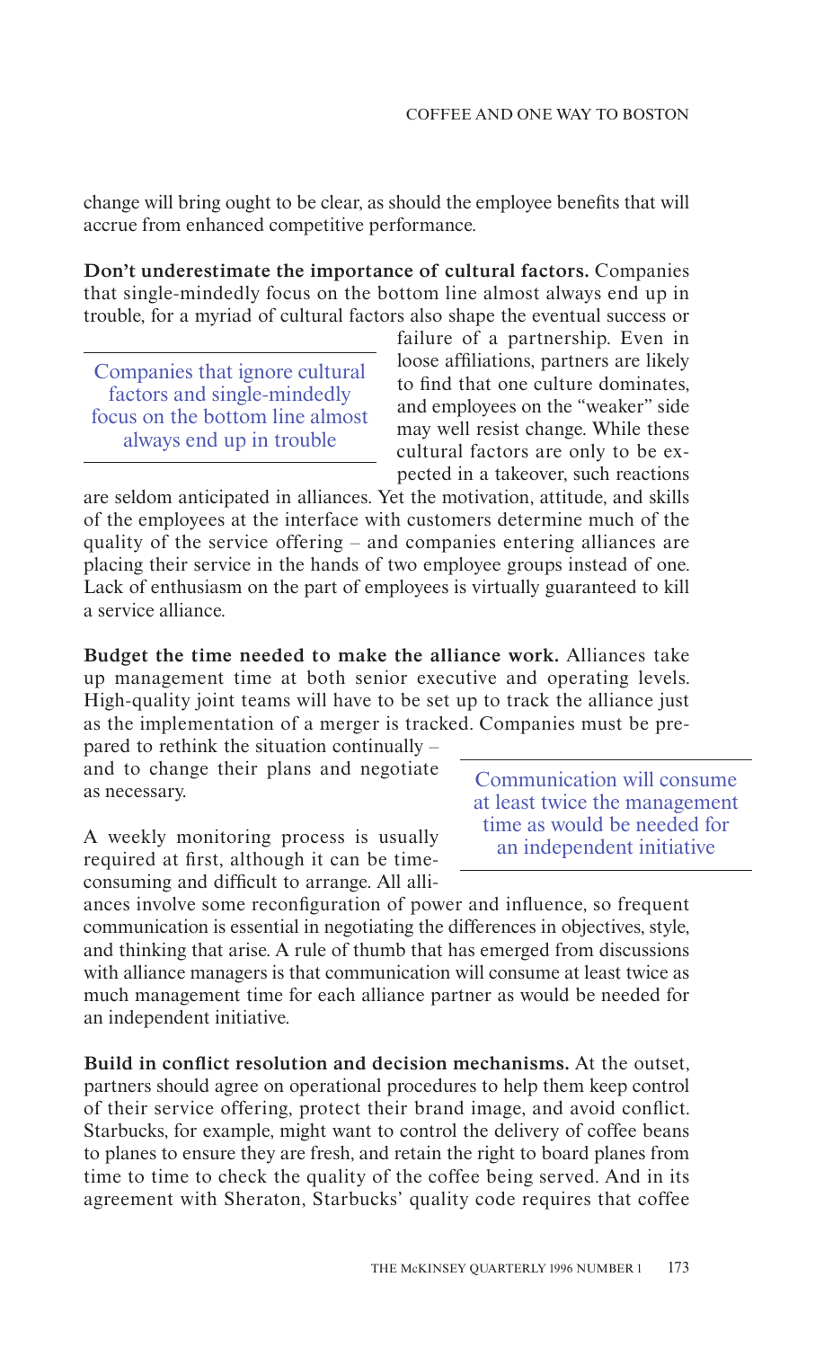change will bring ought to be clear, as should the employee benefits that will accrue from enhanced competitive performance.

**Don't underestimate the importance of cultural factors.** Companies that single-mindedly focus on the bottom line almost always end up in trouble, for a myriad of cultural factors also shape the eventual success or failure of a partnership. Even in loose affiliations, partners are likely to find that one culture dominates, and employees on the "weaker" side may well resist change. While these cultural factors are only to be expected in a takeover, such reactions are seldom anticipated in alliances. Yet the motivation, attitude, and skills of the employees at the interface with customers determine much of the quality of the service offering – and companies entering alliances are placing their service in the hands of two employee groups instead of one. Lack of enthusiasm on the part of employees is virtually guaranteed to kill a service alliance.

> Companies that ignore cultural factors and single-mindedly focus on the bottom line almost always end up in trouble

**Budget the time needed to make the alliance work.** Alliances take up management time at both senior executive and operating levels. High-quality joint teams will have to be set up to track the alliance just as the implementation of a merger is tracked. Companies must be prepared to rethink the situation continually – and to change their plans and negotiate as necessary.

A weekly monitoring process is usually required at first, although it can be time-consuming and difficult to arrange. All alliances involve some reconfiguration of power and influence, so frequent communication is essential in negotiating the differences in objectives, style, and thinking that arise. A rule of thumb that has emerged from discussions with alliance managers is that communication will consume at least twice as much management time for each alliance partner as would be needed for an independent initiative.

> Communication will consume at least twice the management time as would be needed for an independent initiative

**Build in conflict resolution and decision mechanisms.** At the outset, partners should agree on operational procedures to help them keep control of their service offering, protect their brand image, and avoid conflict. Starbucks, for example, might want to control the delivery of coffee beans to planes to ensure they are fresh, and retain the right to board planes from time to time to check the quality of the coffee being served. And in its agreement with Sheraton, Starbucks' quality code requires that coffee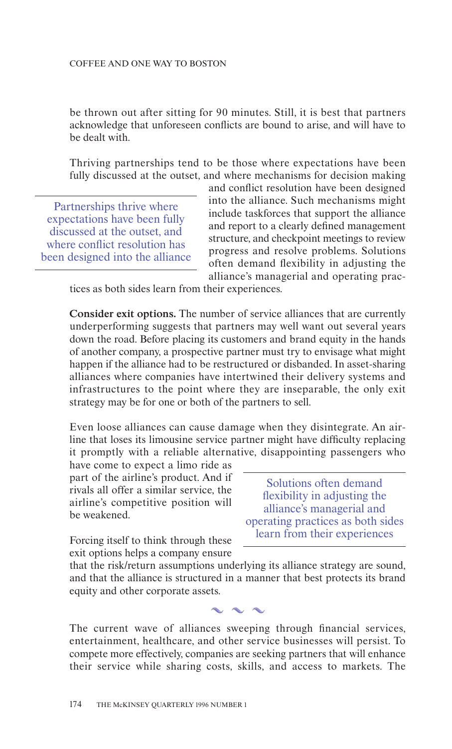be thrown out after sitting for 90 minutes. Still, it is best that partners acknowledge that unforeseen conflicts are bound to arise, and will have to be dealt with.

Thriving partnerships tend to be those where expectations have been fully discussed at the outset, and where mechanisms for decision making and conflict resolution have been designed into the alliance. Such mechanisms might include taskforces that support the alliance and report to a clearly defined management structure, and checkpoint meetings to review progress and resolve problems. Solutions often demand flexibility in adjusting the alliance's managerial and operating practices as both sides learn from their experiences.

> Partnerships thrive where expectations have been fully discussed at the outset, and where conflict resolution has been designed into the alliance

**Consider exit options.** The number of service alliances that are currently underperforming suggests that partners may well want out several years down the road. Before placing its customers and brand equity in the hands of another company, a prospective partner must try to envisage what might happen if the alliance had to be restructured or disbanded. In asset-sharing alliances where companies have intertwined their delivery systems and infrastructures to the point where they are inseparable, the only exit strategy may be for one or both of the partners to sell.

Even loose alliances can cause damage when they disintegrate. An airline that loses its limousine service partner might have difficulty replacing it promptly with a reliable alternative, disappointing passengers who have come to expect a limo ride as part of the airline's product. And if rivals all offer a similar service, the airline's competitive position will be weakened.

> Solutions often demand flexibility in adjusting the alliance's managerial and operating practices as both sides learn from their experiences

Forcing itself to think through these exit options helps a company ensure that the risk/return assumptions underlying its alliance strategy are sound, and that the alliance is structured in a manner that best protects its brand equity and other corporate assets.

~ ~ ~

The current wave of alliances sweeping through financial services, entertainment, healthcare, and other service businesses will persist. To compete more effectively, companies are seeking partners that will enhance their service while sharing costs, skills, and access to markets. The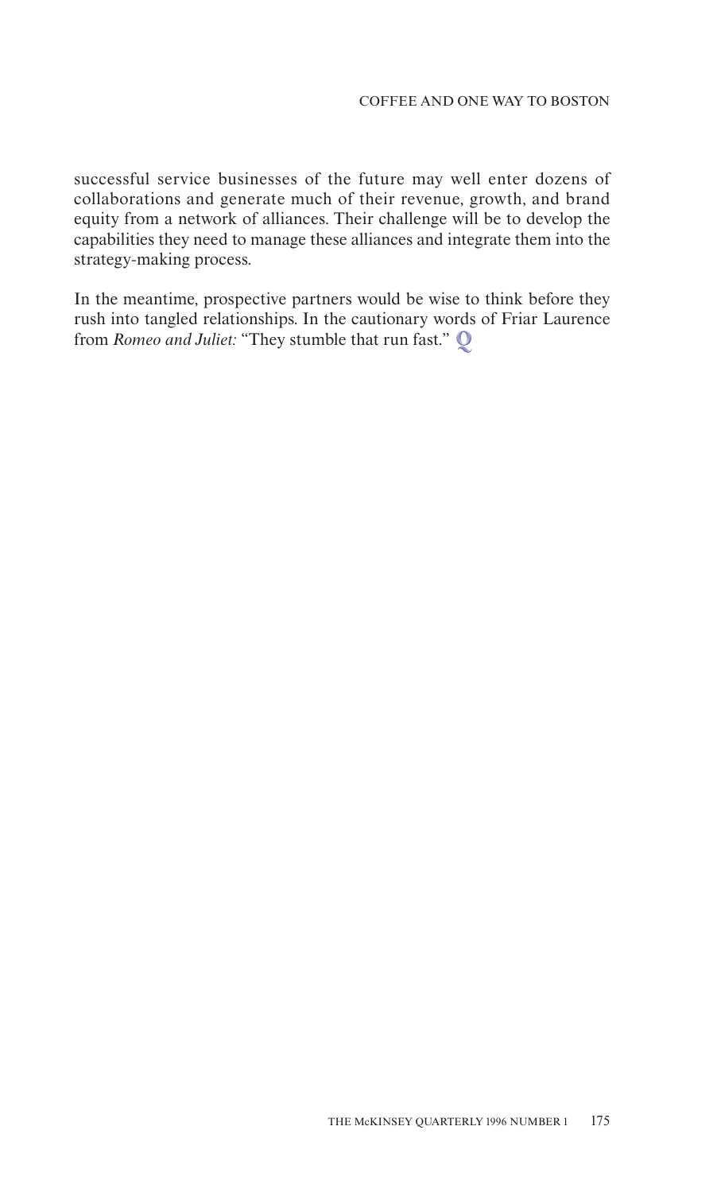successful service businesses of the future may well enter dozens of collaborations and generate much of their revenue, growth, and brand equity from a network of alliances. Their challenge will be to develop the capabilities they need to manage these alliances and integrate them into the strategy-making process.

In the meantime, prospective partners would be wise to think before they rush into tangled relationships. In the cautionary words of Friar Laurence from *Romeo and Juliet:* "They stumble that run fast."